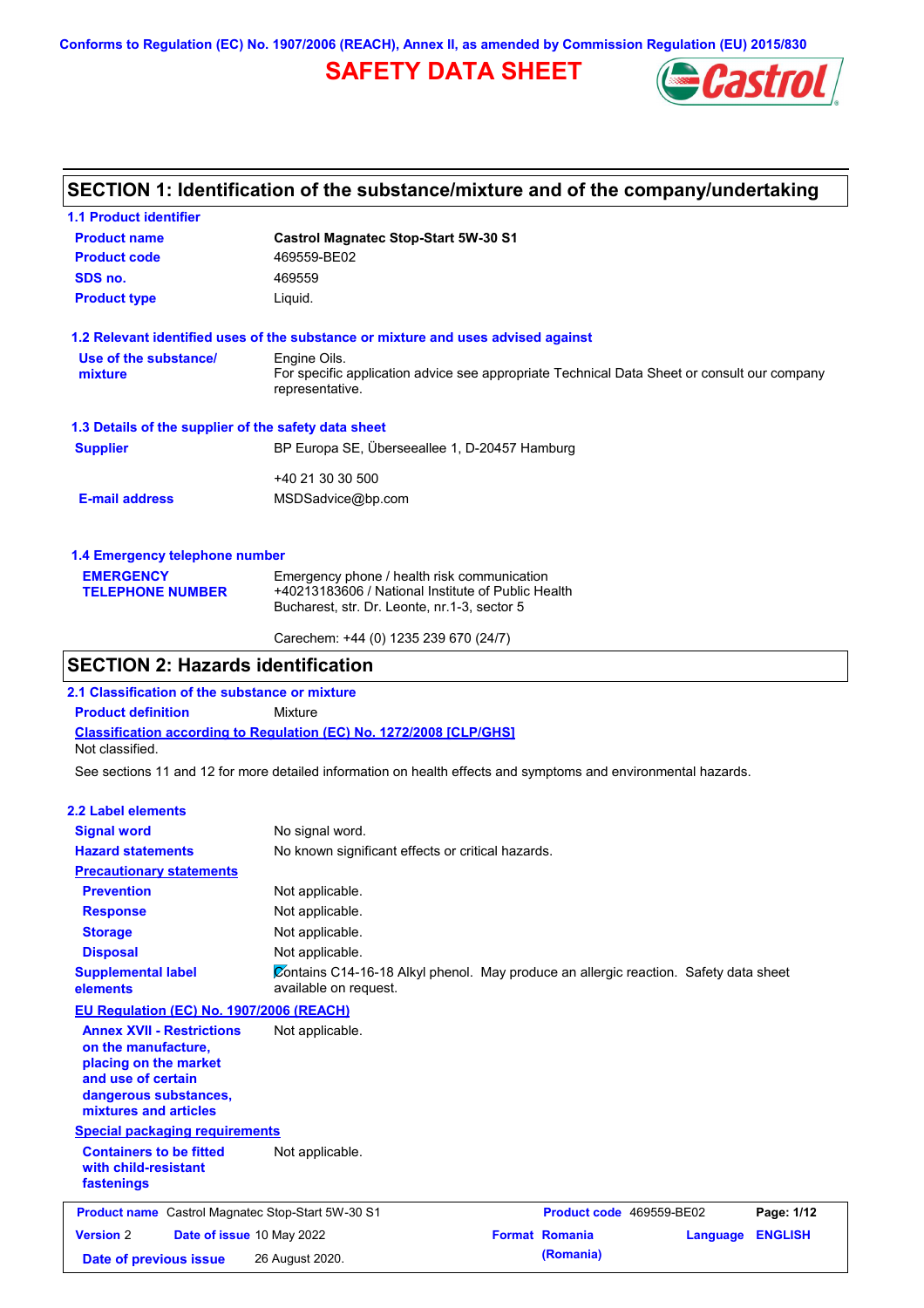Conforms to Regulation (EC) No. 1907/2006 (REACH), Annex II, as amended by Commission Regulation (EU) 2015/830

# SAFETY DATA SHEET

## SECTION 1: Identification of the substance/mixture and of the company/undertaking

### 1.1 Product identifier

**Product name** Castrol Magnatec Stop-Start 5W-30 S1

**Product code** 469559-BE02

**SDS no.** 469559

**Product type** Liquid.

### 1.2 Relevant identified uses of the substance or mixture and uses advised against

**Use of the substance/ mixture** Engine Oils.
For specific application advice see appropriate Technical Data Sheet or consult our company representative.

### 1.3 Details of the supplier of the safety data sheet

**Supplier** BP Europa SE, Überseeallee 1, D-20457 Hamburg

+40 21 30 30 500

**E-mail address** MSDSadvice@bp.com

### 1.4 Emergency telephone number

**EMERGENCY TELEPHONE NUMBER** Emergency phone / health risk communication
+40213183606 / National Institute of Public Health
Bucharest, str. Dr. Leonte, nr.1-3, sector 5

Carechem: +44 (0) 1235 239 670 (24/7)

## SECTION 2: Hazards identification

### 2.1 Classification of the substance or mixture

**Product definition** Mixture

**Classification according to Regulation (EC) No. 1272/2008 [CLP/GHS]**

Not classified.

See sections 11 and 12 for more detailed information on health effects and symptoms and environmental hazards.

### 2.2 Label elements

**Signal word** No signal word.

**Hazard statements** No known significant effects or critical hazards.

**Precautionary statements**

**Prevention** Not applicable.

**Response** Not applicable.

**Storage** Not applicable.

**Disposal** Not applicable.

**Supplemental label elements** Contains C14-16-18 Alkyl phenol. May produce an allergic reaction. Safety data sheet available on request.

**EU Regulation (EC) No. 1907/2006 (REACH)**

**Annex XVII - Restrictions on the manufacture, placing on the market and use of certain dangerous substances, mixtures and articles** Not applicable.

**Special packaging requirements**

**Containers to be fitted with child-resistant fastenings** Not applicable.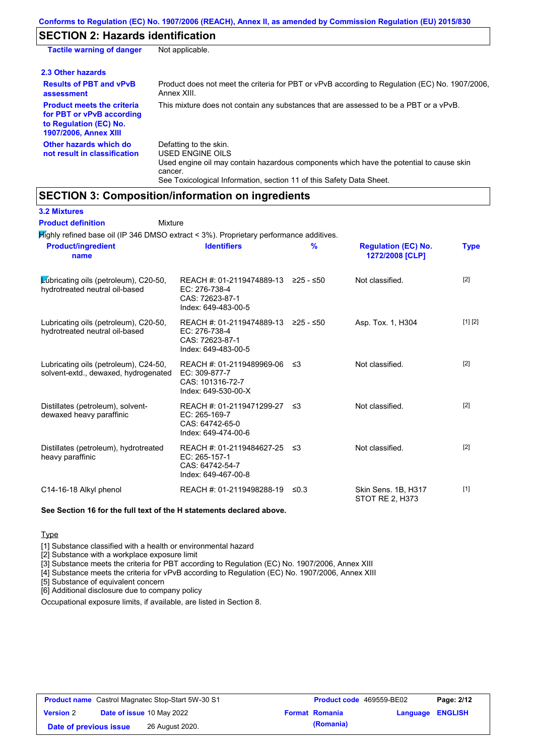## SECTION 2: Hazards identification

| | |
|---|---|
| **Tactile warning of danger** | Not applicable. |

### 2.3 Other hazards

| | |
|---|---|
| **Results of PBT and vPvB assessment** | Product does not meet the criteria for PBT or vPvB according to Regulation (EC) No. 1907/2006, Annex XIII. |
| **Product meets the criteria for PBT or vPvB according to Regulation (EC) No. 1907/2006, Annex XIII** | This mixture does not contain any substances that are assessed to be a PBT or a vPvB. |
| **Other hazards which do not result in classification** | Defatting to the skin.<br>USED ENGINE OILS<br>Used engine oil may contain hazardous components which have the potential to cause skin cancer.<br>See Toxicological Information, section 11 of this Safety Data Sheet. |

## SECTION 3: Composition/information on ingredients

### 3.2 Mixtures

**Product definition** Mixture

Highly refined base oil (IP 346 DMSO extract < 3%). Proprietary performance additives.

| Product/ingredient name | Identifiers | % | Regulation (EC) No. 1272/2008 [CLP] | Type |
|---|---|---|---|---|
| Lubricating oils (petroleum), C20-50, hydrotreated neutral oil-based | REACH #: 01-2119474889-13<br>EC: 276-738-4<br>CAS: 72623-87-1<br>Index: 649-483-00-5 | ≥25 - ≤50 | Not classified. | [2] |
| Lubricating oils (petroleum), C20-50, hydrotreated neutral oil-based | REACH #: 01-2119474889-13<br>EC: 276-738-4<br>CAS: 72623-87-1<br>Index: 649-483-00-5 | ≥25 - ≤50 | Asp. Tox. 1, H304 | [1] [2] |
| Lubricating oils (petroleum), C24-50, solvent-extd., dewaxed, hydrogenated | REACH #: 01-2119489969-06<br>EC: 309-877-7<br>CAS: 101316-72-7<br>Index: 649-530-00-X | ≤3 | Not classified. | [2] |
| Distillates (petroleum), solvent-dewaxed heavy paraffinic | REACH #: 01-2119471299-27<br>EC: 265-169-7<br>CAS: 64742-65-0<br>Index: 649-474-00-6 | ≤3 | Not classified. | [2] |
| Distillates (petroleum), hydrotreated heavy paraffinic | REACH #: 01-2119484627-25<br>EC: 265-157-1<br>CAS: 64742-54-7<br>Index: 649-467-00-8 | ≤3 | Not classified. | [2] |
| C14-16-18 Alkyl phenol | REACH #: 01-2119498288-19 | ≤0.3 | Skin Sens. 1B, H317<br>STOT RE 2, H373 | [1] |

**See Section 16 for the full text of the H statements declared above.**

Type

[1] Substance classified with a health or environmental hazard
[2] Substance with a workplace exposure limit
[3] Substance meets the criteria for PBT according to Regulation (EC) No. 1907/2006, Annex XIII
[4] Substance meets the criteria for vPvB according to Regulation (EC) No. 1907/2006, Annex XIII
[5] Substance of equivalent concern
[6] Additional disclosure due to company policy

Occupational exposure limits, if available, are listed in Section 8.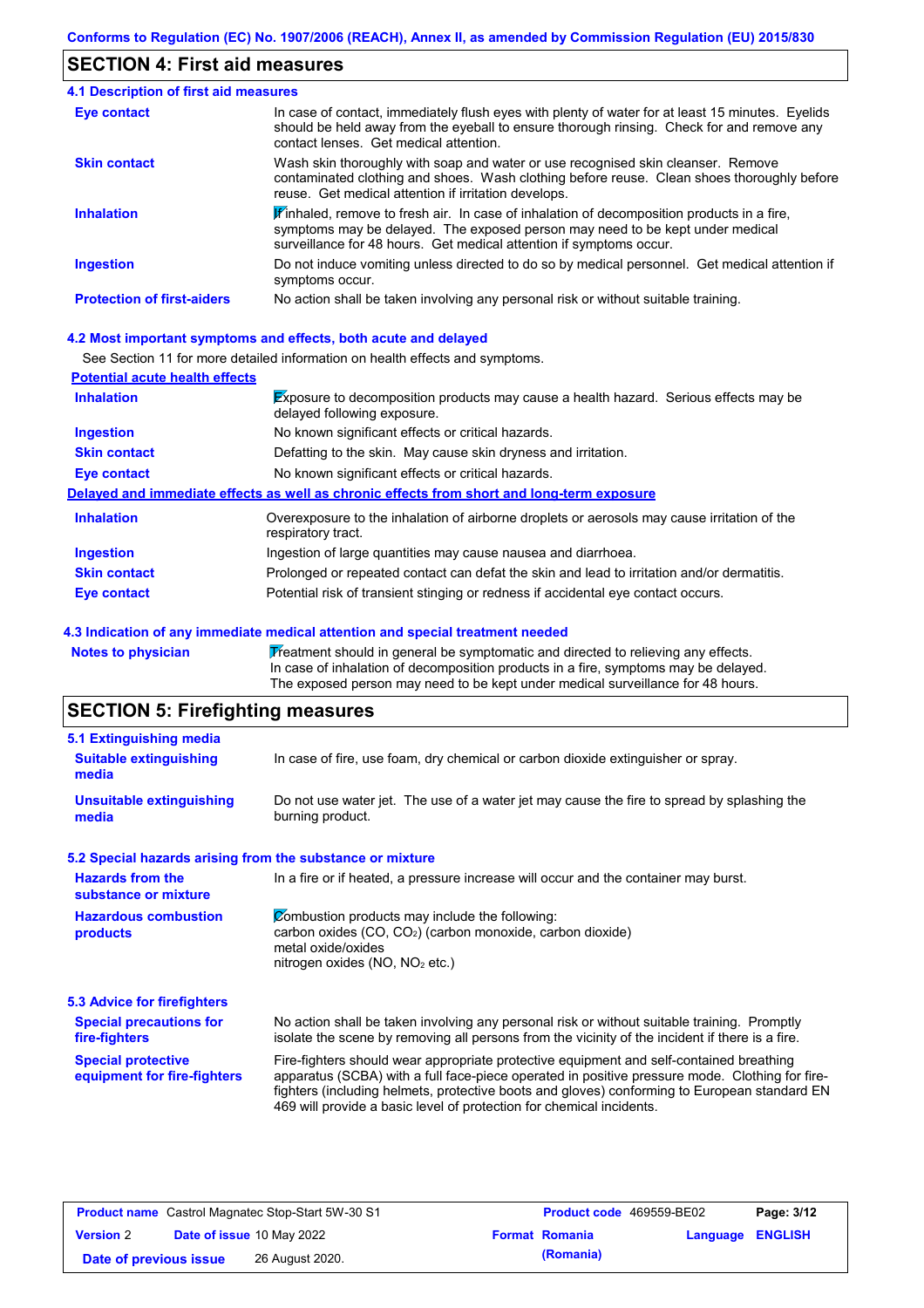## SECTION 4: First aid measures

### 4.1 Description of first aid measures

| | |
|---|---|
| **Eye contact** | In case of contact, immediately flush eyes with plenty of water for at least 15 minutes. Eyelids should be held away from the eyeball to ensure thorough rinsing. Check for and remove any contact lenses. Get medical attention. |
| **Skin contact** | Wash skin thoroughly with soap and water or use recognised skin cleanser. Remove contaminated clothing and shoes. Wash clothing before reuse. Clean shoes thoroughly before reuse. Get medical attention if irritation develops. |
| **Inhalation** | If inhaled, remove to fresh air. In case of inhalation of decomposition products in a fire, symptoms may be delayed. The exposed person may need to be kept under medical surveillance for 48 hours. Get medical attention if symptoms occur. |
| **Ingestion** | Do not induce vomiting unless directed to do so by medical personnel. Get medical attention if symptoms occur. |
| **Protection of first-aiders** | No action shall be taken involving any personal risk or without suitable training. |

### 4.2 Most important symptoms and effects, both acute and delayed

See Section 11 for more detailed information on health effects and symptoms.

**Potential acute health effects**

| | |
|---|---|
| **Inhalation** | Exposure to decomposition products may cause a health hazard. Serious effects may be delayed following exposure. |
| **Ingestion** | No known significant effects or critical hazards. |
| **Skin contact** | Defatting to the skin. May cause skin dryness and irritation. |
| **Eye contact** | No known significant effects or critical hazards. |

**Delayed and immediate effects as well as chronic effects from short and long-term exposure**

| | |
|---|---|
| **Inhalation** | Overexposure to the inhalation of airborne droplets or aerosols may cause irritation of the respiratory tract. |
| **Ingestion** | Ingestion of large quantities may cause nausea and diarrhoea. |
| **Skin contact** | Prolonged or repeated contact can defat the skin and lead to irritation and/or dermatitis. |
| **Eye contact** | Potential risk of transient stinging or redness if accidental eye contact occurs. |

### 4.3 Indication of any immediate medical attention and special treatment needed

| | |
|---|---|
| **Notes to physician** | Treatment should in general be symptomatic and directed to relieving any effects. In case of inhalation of decomposition products in a fire, symptoms may be delayed. The exposed person may need to be kept under medical surveillance for 48 hours. |

## SECTION 5: Firefighting measures

### 5.1 Extinguishing media

| | |
|---|---|
| **Suitable extinguishing media** | In case of fire, use foam, dry chemical or carbon dioxide extinguisher or spray. |
| **Unsuitable extinguishing media** | Do not use water jet. The use of a water jet may cause the fire to spread by splashing the burning product. |

### 5.2 Special hazards arising from the substance or mixture

| | |
|---|---|
| **Hazards from the substance or mixture** | In a fire or if heated, a pressure increase will occur and the container may burst. |
| **Hazardous combustion products** | Combustion products may include the following:<br>carbon oxides (CO, $CO_2$) (carbon monoxide, carbon dioxide)<br>metal oxide/oxides<br>nitrogen oxides (NO, $NO_2$ etc.) |

### 5.3 Advice for firefighters

| | |
|---|---|
| **Special precautions for fire-fighters** | No action shall be taken involving any personal risk or without suitable training. Promptly isolate the scene by removing all persons from the vicinity of the incident if there is a fire. |
| **Special protective equipment for fire-fighters** | Fire-fighters should wear appropriate protective equipment and self-contained breathing apparatus (SCBA) with a full face-piece operated in positive pressure mode. Clothing for fire-fighters (including helmets, protective boots and gloves) conforming to European standard EN 469 will provide a basic level of protection for chemical incidents. |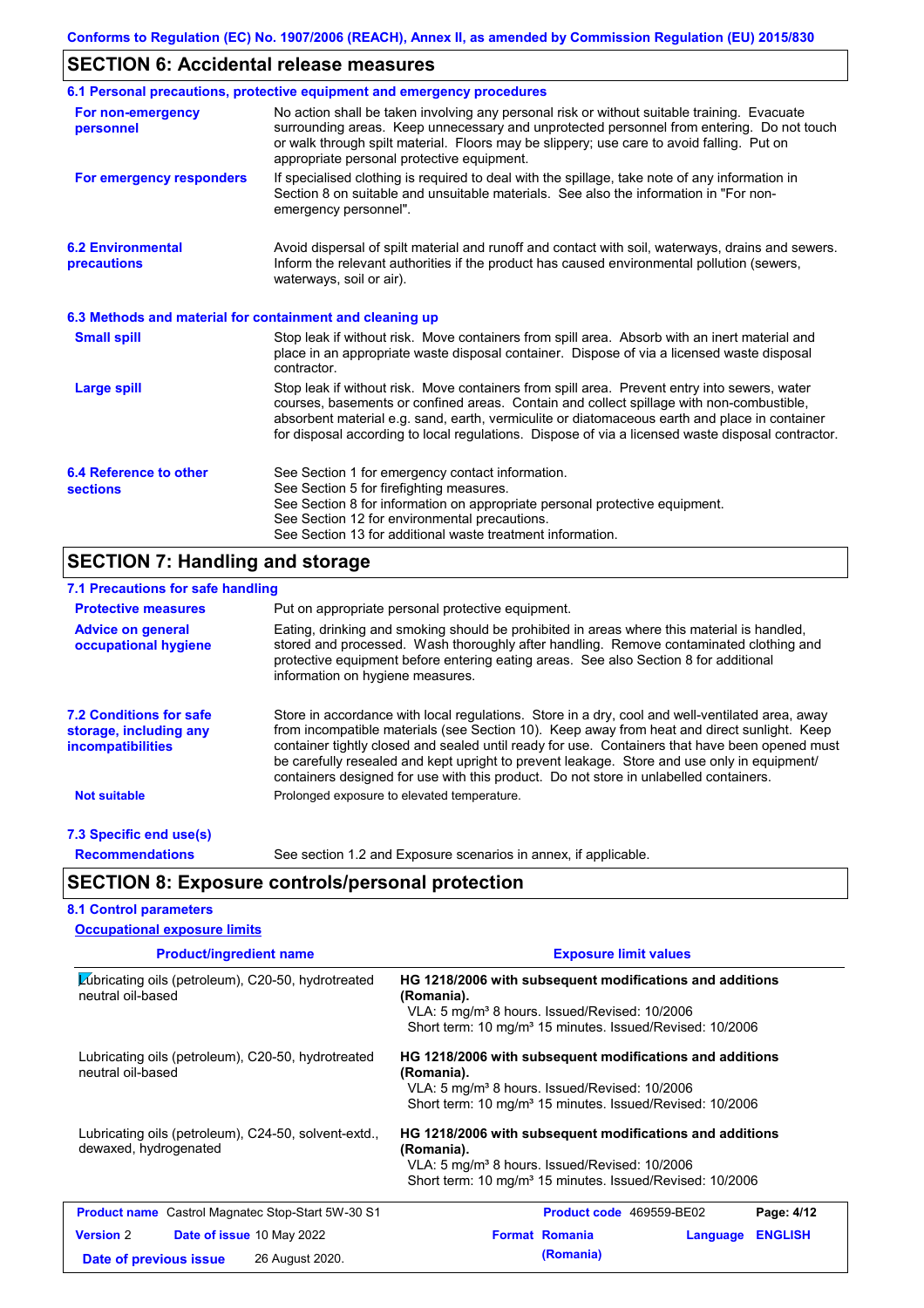## SECTION 6: Accidental release measures

### 6.1 Personal precautions, protective equipment and emergency procedures

**For non-emergency personnel**

No action shall be taken involving any personal risk or without suitable training. Evacuate surrounding areas. Keep unnecessary and unprotected personnel from entering. Do not touch or walk through spilt material. Floors may be slippery; use care to avoid falling. Put on appropriate personal protective equipment.

**For emergency responders**

If specialised clothing is required to deal with the spillage, take note of any information in Section 8 on suitable and unsuitable materials. See also the information in "For non-emergency personnel".

### 6.2 Environmental precautions

Avoid dispersal of spilt material and runoff and contact with soil, waterways, drains and sewers. Inform the relevant authorities if the product has caused environmental pollution (sewers, waterways, soil or air).

### 6.3 Methods and material for containment and cleaning up

**Small spill**

Stop leak if without risk. Move containers from spill area. Absorb with an inert material and place in an appropriate waste disposal container. Dispose of via a licensed waste disposal contractor.

**Large spill**

Stop leak if without risk. Move containers from spill area. Prevent entry into sewers, water courses, basements or confined areas. Contain and collect spillage with non-combustible, absorbent material e.g. sand, earth, vermiculite or diatomaceous earth and place in container for disposal according to local regulations. Dispose of via a licensed waste disposal contractor.

### 6.4 Reference to other sections

See Section 1 for emergency contact information.
See Section 5 for firefighting measures.
See Section 8 for information on appropriate personal protective equipment.
See Section 12 for environmental precautions.
See Section 13 for additional waste treatment information.

## SECTION 7: Handling and storage

### 7.1 Precautions for safe handling

**Protective measures**

Put on appropriate personal protective equipment.

**Advice on general occupational hygiene**

Eating, drinking and smoking should be prohibited in areas where this material is handled, stored and processed. Wash thoroughly after handling. Remove contaminated clothing and protective equipment before entering eating areas. See also Section 8 for additional information on hygiene measures.

### 7.2 Conditions for safe storage, including any incompatibilities

Store in accordance with local regulations. Store in a dry, cool and well-ventilated area, away from incompatible materials (see Section 10). Keep away from heat and direct sunlight. Keep container tightly closed and sealed until ready for use. Containers that have been opened must be carefully resealed and kept upright to prevent leakage. Store and use only in equipment/ containers designed for use with this product. Do not store in unlabelled containers.

**Not suitable**

Prolonged exposure to elevated temperature.

### 7.3 Specific end use(s)

**Recommendations**

See section 1.2 and Exposure scenarios in annex, if applicable.

## SECTION 8: Exposure controls/personal protection

### 8.1 Control parameters

**Occupational exposure limits**

| Product/ingredient name | Exposure limit values |
|---|---|
| Lubricating oils (petroleum), C20-50, hydrotreated neutral oil-based | **HG 1218/2006 with subsequent modifications and additions (Romania).** VLA: 5 mg/m³ 8 hours. Issued/Revised: 10/2006 Short term: 10 mg/m³ 15 minutes. Issued/Revised: 10/2006 |
| Lubricating oils (petroleum), C20-50, hydrotreated neutral oil-based | **HG 1218/2006 with subsequent modifications and additions (Romania).** VLA: 5 mg/m³ 8 hours. Issued/Revised: 10/2006 Short term: 10 mg/m³ 15 minutes. Issued/Revised: 10/2006 |
| Lubricating oils (petroleum), C24-50, solvent-extd., dewaxed, hydrogenated | **HG 1218/2006 with subsequent modifications and additions (Romania).** VLA: 5 mg/m³ 8 hours. Issued/Revised: 10/2006 Short term: 10 mg/m³ 15 minutes. Issued/Revised: 10/2006 |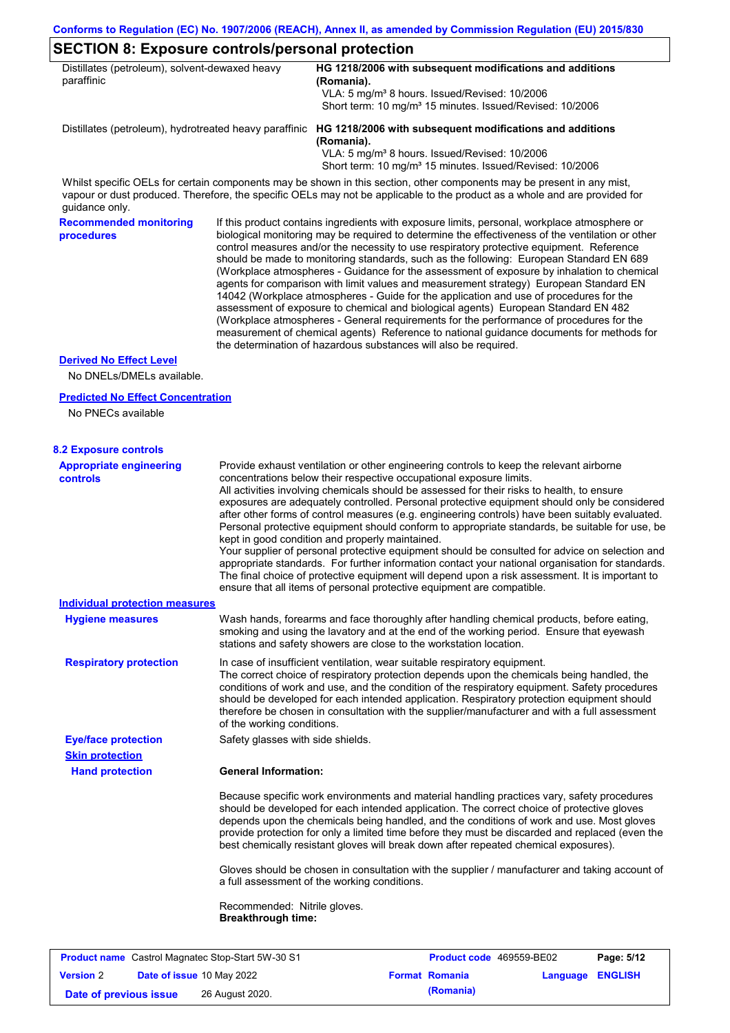## SECTION 8: Exposure controls/personal protection

| | |
|---|---|
| Distillates (petroleum), solvent-dewaxed heavy paraffinic | **HG 1218/2006 with subsequent modifications and additions (Romania).** VLA: 5 mg/m³ 8 hours. Issued/Revised: 10/2006 Short term: 10 mg/m³ 15 minutes. Issued/Revised: 10/2006 |
| Distillates (petroleum), hydrotreated heavy paraffinic | **HG 1218/2006 with subsequent modifications and additions (Romania).** VLA: 5 mg/m³ 8 hours. Issued/Revised: 10/2006 Short term: 10 mg/m³ 15 minutes. Issued/Revised: 10/2006 |

Whilst specific OELs for certain components may be shown in this section, other components may be present in any mist, vapour or dust produced. Therefore, the specific OELs may not be applicable to the product as a whole and are provided for guidance only.

**Recommended monitoring procedures**

If this product contains ingredients with exposure limits, personal, workplace atmosphere or biological monitoring may be required to determine the effectiveness of the ventilation or other control measures and/or the necessity to use respiratory protective equipment. Reference should be made to monitoring standards, such as the following: European Standard EN 689 (Workplace atmospheres - Guidance for the assessment of exposure by inhalation to chemical agents for comparison with limit values and measurement strategy) European Standard EN 14042 (Workplace atmospheres - Guide for the application and use of procedures for the assessment of exposure to chemical and biological agents) European Standard EN 482 (Workplace atmospheres - General requirements for the performance of procedures for the measurement of chemical agents) Reference to national guidance documents for methods for the determination of hazardous substances will also be required.

**Derived No Effect Level**

No DNELs/DMELs available.

**Predicted No Effect Concentration**

No PNECs available

### 8.2 Exposure controls

**Appropriate engineering controls**

Provide exhaust ventilation or other engineering controls to keep the relevant airborne concentrations below their respective occupational exposure limits.
All activities involving chemicals should be assessed for their risks to health, to ensure exposures are adequately controlled. Personal protective equipment should only be considered after other forms of control measures (e.g. engineering controls) have been suitably evaluated. Personal protective equipment should conform to appropriate standards, be suitable for use, be kept in good condition and properly maintained.
Your supplier of personal protective equipment should be consulted for advice on selection and appropriate standards. For further information contact your national organisation for standards.
The final choice of protective equipment will depend upon a risk assessment. It is important to ensure that all items of personal protective equipment are compatible.

**Individual protection measures**

**Hygiene measures**

Wash hands, forearms and face thoroughly after handling chemical products, before eating, smoking and using the lavatory and at the end of the working period. Ensure that eyewash stations and safety showers are close to the workstation location.

**Respiratory protection**

In case of insufficient ventilation, wear suitable respiratory equipment.
The correct choice of respiratory protection depends upon the chemicals being handled, the conditions of work and use, and the condition of the respiratory equipment. Safety procedures should be developed for each intended application. Respiratory protection equipment should therefore be chosen in consultation with the supplier/manufacturer and with a full assessment of the working conditions.

**Eye/face protection**

Safety glasses with side shields.

**Skin protection**

**Hand protection**

**General Information:**

Because specific work environments and material handling practices vary, safety procedures should be developed for each intended application. The correct choice of protective gloves depends upon the chemicals being handled, and the conditions of work and use. Most gloves provide protection for only a limited time before they must be discarded and replaced (even the best chemically resistant gloves will break down after repeated chemical exposures).

Gloves should be chosen in consultation with the supplier / manufacturer and taking account of a full assessment of the working conditions.

Recommended: Nitrile gloves.
**Breakthrough time:**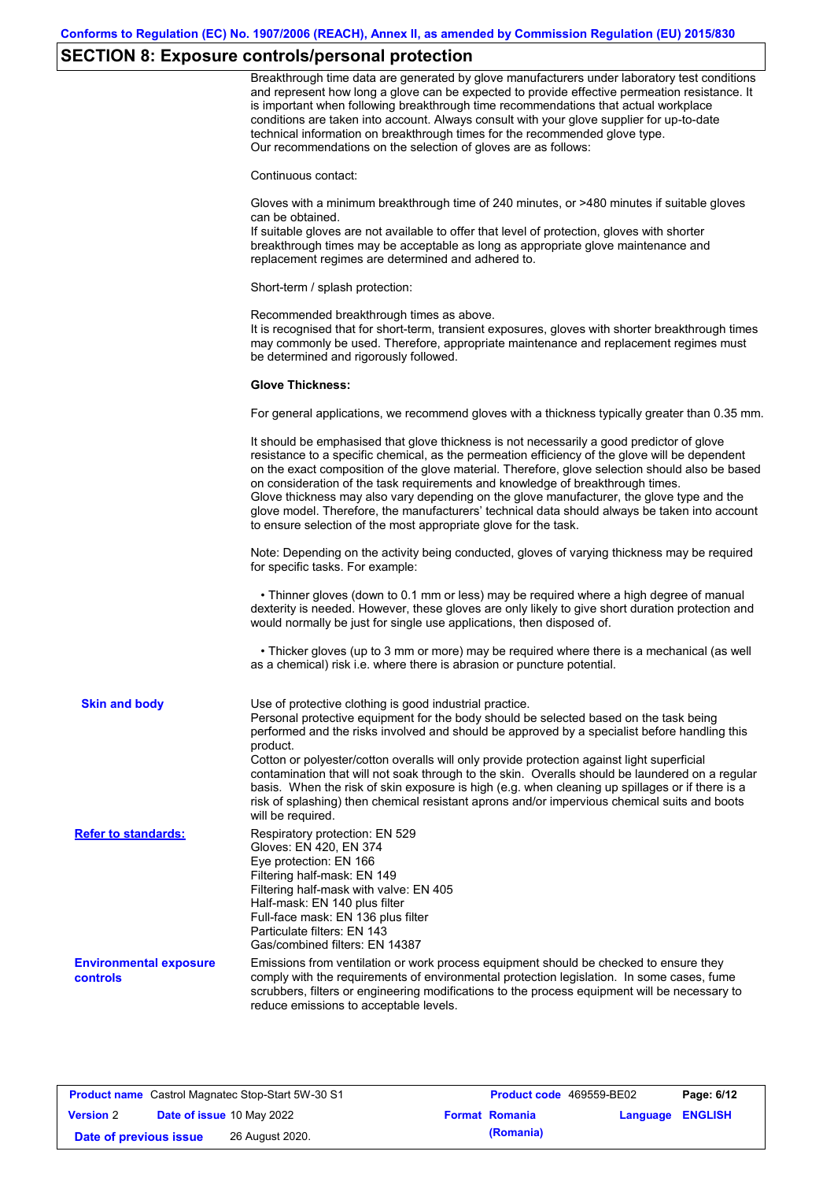## SECTION 8: Exposure controls/personal protection

Breakthrough time data are generated by glove manufacturers under laboratory test conditions and represent how long a glove can be expected to provide effective permeation resistance. It is important when following breakthrough time recommendations that actual workplace conditions are taken into account. Always consult with your glove supplier for up-to-date technical information on breakthrough times for the recommended glove type.
Our recommendations on the selection of gloves are as follows:

Continuous contact:

Gloves with a minimum breakthrough time of 240 minutes, or >480 minutes if suitable gloves can be obtained.
If suitable gloves are not available to offer that level of protection, gloves with shorter breakthrough times may be acceptable as long as appropriate glove maintenance and replacement regimes are determined and adhered to.

Short-term / splash protection:

Recommended breakthrough times as above.
It is recognised that for short-term, transient exposures, gloves with shorter breakthrough times may commonly be used. Therefore, appropriate maintenance and replacement regimes must be determined and rigorously followed.

**Glove Thickness:**

For general applications, we recommend gloves with a thickness typically greater than 0.35 mm.

It should be emphasised that glove thickness is not necessarily a good predictor of glove resistance to a specific chemical, as the permeation efficiency of the glove will be dependent on the exact composition of the glove material. Therefore, glove selection should also be based on consideration of the task requirements and knowledge of breakthrough times.
Glove thickness may also vary depending on the glove manufacturer, the glove type and the glove model. Therefore, the manufacturers' technical data should always be taken into account to ensure selection of the most appropriate glove for the task.

Note: Depending on the activity being conducted, gloves of varying thickness may be required for specific tasks. For example:

- Thinner gloves (down to 0.1 mm or less) may be required where a high degree of manual dexterity is needed. However, these gloves are only likely to give short duration protection and would normally be just for single use applications, then disposed of.

- Thicker gloves (up to 3 mm or more) may be required where there is a mechanical (as well as a chemical) risk i.e. where there is abrasion or puncture potential.

**Skin and body**

Use of protective clothing is good industrial practice.
Personal protective equipment for the body should be selected based on the task being performed and the risks involved and should be approved by a specialist before handling this product.
Cotton or polyester/cotton overalls will only provide protection against light superficial contamination that will not soak through to the skin. Overalls should be laundered on a regular basis. When the risk of skin exposure is high (e.g. when cleaning up spillages or if there is a risk of splashing) then chemical resistant aprons and/or impervious chemical suits and boots will be required.

**Refer to standards:**

Respiratory protection: EN 529
Gloves: EN 420, EN 374
Eye protection: EN 166
Filtering half-mask: EN 149
Filtering half-mask with valve: EN 405
Half-mask: EN 140 plus filter
Full-face mask: EN 136 plus filter
Particulate filters: EN 143
Gas/combined filters: EN 14387

**Environmental exposure controls**

Emissions from ventilation or work process equipment should be checked to ensure they comply with the requirements of environmental protection legislation. In some cases, fume scrubbers, filters or engineering modifications to the process equipment will be necessary to reduce emissions to acceptable levels.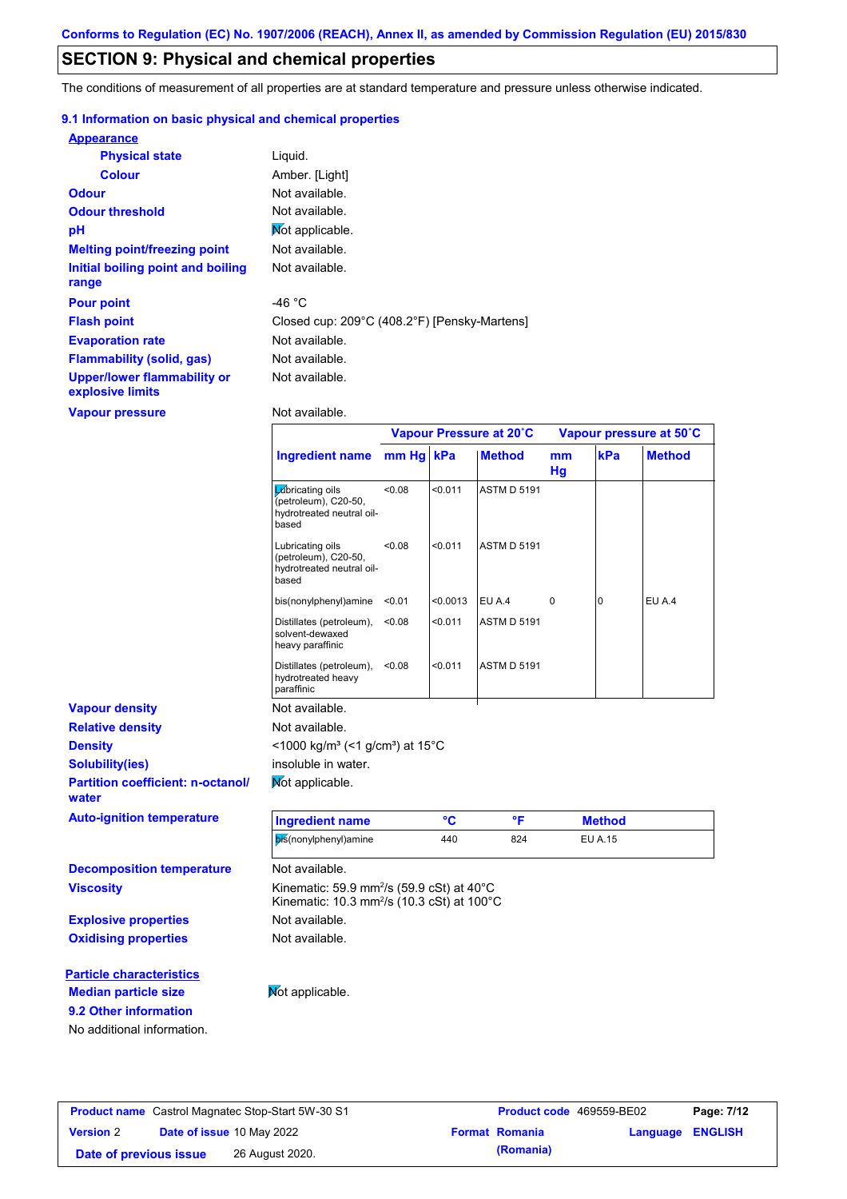Conforms to Regulation (EC) No. 1907/2006 (REACH), Annex II, as amended by Commission Regulation (EU) 2015/830

## SECTION 9: Physical and chemical properties

The conditions of measurement of all properties are at standard temperature and pressure unless otherwise indicated.

### 9.1 Information on basic physical and chemical properties

**Appearance**

| | |
|---|---|
| **Physical state** | Liquid. |
| **Colour** | Amber. [Light] |
| **Odour** | Not available. |
| **Odour threshold** | Not available. |
| **pH** | Not applicable. |
| **Melting point/freezing point** | Not available. |
| **Initial boiling point and boiling range** | Not available. |
| **Pour point** | -46 °C |
| **Flash point** | Closed cup: 209°C (408.2°F) [Pensky-Martens] |
| **Evaporation rate** | Not available. |
| **Flammability (solid, gas)** | Not available. |
| **Upper/lower flammability or explosive limits** | Not available. |
| **Vapour pressure** | Not available. |

| | Vapour Pressure at 20˚C | | | Vapour pressure at 50˚C | | |
|---|---|---|---|---|---|---|
| **Ingredient name** | **mm Hg** | **kPa** | **Method** | **mm Hg** | **kPa** | **Method** |
| Lubricating oils (petroleum), C20-50, hydrotreated neutral oil-based | <0.08 | <0.011 | ASTM D 5191 | | | |
| Lubricating oils (petroleum), C20-50, hydrotreated neutral oil-based | <0.08 | <0.011 | ASTM D 5191 | | | |
| bis(nonylphenyl)amine | <0.01 | <0.0013 | EU A.4 | 0 | 0 | EU A.4 |
| Distillates (petroleum), solvent-dewaxed heavy paraffinic | <0.08 | <0.011 | ASTM D 5191 | | | |
| Distillates (petroleum), hydrotreated heavy paraffinic | <0.08 | <0.011 | ASTM D 5191 | | | |

| | |
|---|---|
| **Vapour density** | Not available. |
| **Relative density** | Not available. |
| **Density** | <1000 kg/m³ (<1 g/cm³) at 15°C |
| **Solubility(ies)** | insoluble in water. |
| **Partition coefficient: n-octanol/water** | Not applicable. |

**Auto-ignition temperature**

| Ingredient name | °C | °F | Method |
|---|---|---|---|
| bis(nonylphenyl)amine | 440 | 824 | EU A.15 |

| | |
|---|---|
| **Decomposition temperature** | Not available. |
| **Viscosity** | Kinematic: 59.9 mm²/s (59.9 cSt) at 40°C<br>Kinematic: 10.3 mm²/s (10.3 cSt) at 100°C |
| **Explosive properties** | Not available. |
| **Oxidising properties** | Not available. |

**Particle characteristics**

| | |
|---|---|
| **Median particle size** | Not applicable. |

### 9.2 Other information

No additional information.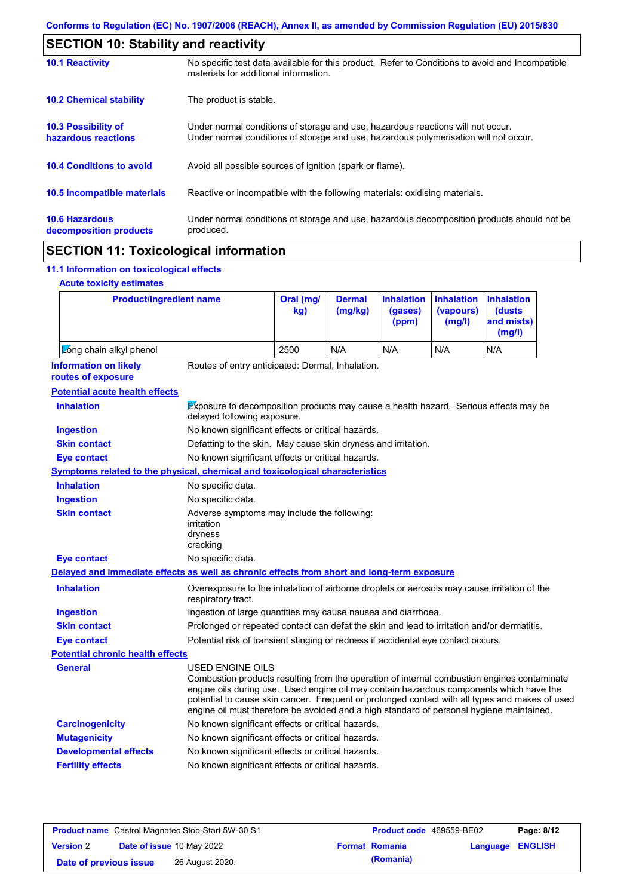## SECTION 10: Stability and reactivity

| | |
|---|---|
| **10.1 Reactivity** | No specific test data available for this product. Refer to Conditions to avoid and Incompatible materials for additional information. |
| **10.2 Chemical stability** | The product is stable. |
| **10.3 Possibility of hazardous reactions** | Under normal conditions of storage and use, hazardous reactions will not occur. Under normal conditions of storage and use, hazardous polymerisation will not occur. |
| **10.4 Conditions to avoid** | Avoid all possible sources of ignition (spark or flame). |
| **10.5 Incompatible materials** | Reactive or incompatible with the following materials: oxidising materials. |
| **10.6 Hazardous decomposition products** | Under normal conditions of storage and use, hazardous decomposition products should not be produced. |

## SECTION 11: Toxicological information

### 11.1 Information on toxicological effects

**Acute toxicity estimates**

| Product/ingredient name | Oral (mg/kg) | Dermal (mg/kg) | Inhalation (gases) (ppm) | Inhalation (vapours) (mg/l) | Inhalation (dusts and mists) (mg/l) |
|---|---|---|---|---|---|
| Long chain alkyl phenol | 2500 | N/A | N/A | N/A | N/A |

**Information on likely routes of exposure**: Routes of entry anticipated: Dermal, Inhalation.

**Potential acute health effects**

| | |
|---|---|
| **Inhalation** | Exposure to decomposition products may cause a health hazard. Serious effects may be delayed following exposure. |
| **Ingestion** | No known significant effects or critical hazards. |
| **Skin contact** | Defatting to the skin. May cause skin dryness and irritation. |
| **Eye contact** | No known significant effects or critical hazards. |

**Symptoms related to the physical, chemical and toxicological characteristics**

| | |
|---|---|
| **Inhalation** | No specific data. |
| **Ingestion** | No specific data. |
| **Skin contact** | Adverse symptoms may include the following: irritation dryness cracking |
| **Eye contact** | No specific data. |

**Delayed and immediate effects as well as chronic effects from short and long-term exposure**

| | |
|---|---|
| **Inhalation** | Overexposure to the inhalation of airborne droplets or aerosols may cause irritation of the respiratory tract. |
| **Ingestion** | Ingestion of large quantities may cause nausea and diarrhoea. |
| **Skin contact** | Prolonged or repeated contact can defat the skin and lead to irritation and/or dermatitis. |
| **Eye contact** | Potential risk of transient stinging or redness if accidental eye contact occurs. |

**Potential chronic health effects**

| | |
|---|---|
| **General** | USED ENGINE OILS Combustion products resulting from the operation of internal combustion engines contaminate engine oils during use. Used engine oil may contain hazardous components which have the potential to cause skin cancer. Frequent or prolonged contact with all types and makes of used engine oil must therefore be avoided and a high standard of personal hygiene maintained. |
| **Carcinogenicity** | No known significant effects or critical hazards. |
| **Mutagenicity** | No known significant effects or critical hazards. |
| **Developmental effects** | No known significant effects or critical hazards. |
| **Fertility effects** | No known significant effects or critical hazards. |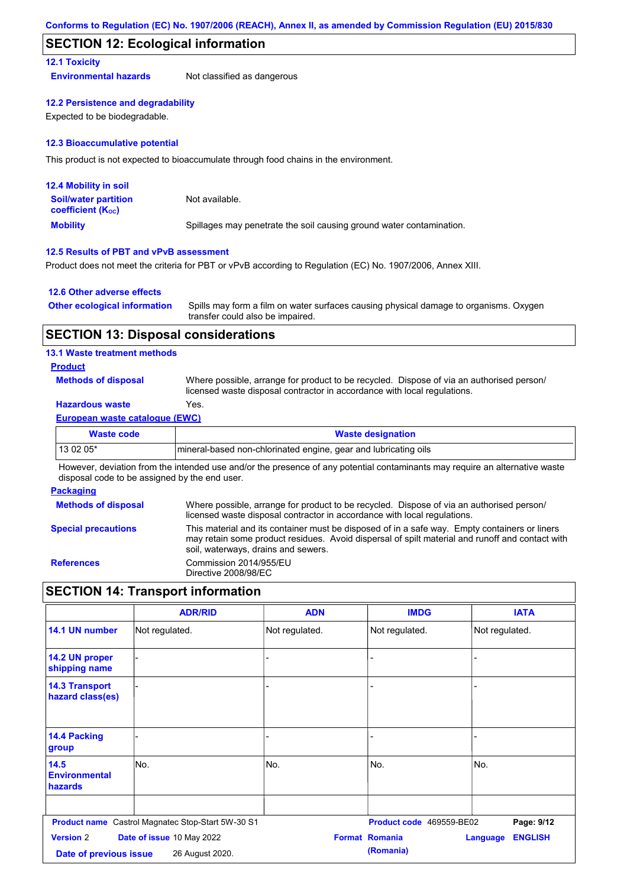## SECTION 12: Ecological information

### 12.1 Toxicity

**Environmental hazards** Not classified as dangerous

### 12.2 Persistence and degradability

Expected to be biodegradable.

### 12.3 Bioaccumulative potential

This product is not expected to bioaccumulate through food chains in the environment.

### 12.4 Mobility in soil

**Soil/water partition coefficient ($K_{OC}$)** Not available.

**Mobility** Spillages may penetrate the soil causing ground water contamination.

### 12.5 Results of PBT and vPvB assessment

Product does not meet the criteria for PBT or vPvB according to Regulation (EC) No. 1907/2006, Annex XIII.

### 12.6 Other adverse effects

**Other ecological information** Spills may form a film on water surfaces causing physical damage to organisms. Oxygen transfer could also be impaired.

## SECTION 13: Disposal considerations

### 13.1 Waste treatment methods

**Product**

**Methods of disposal** Where possible, arrange for product to be recycled. Dispose of via an authorised person/ licensed waste disposal contractor in accordance with local regulations.

**Hazardous waste** Yes.

**European waste catalogue (EWC)**

| Waste code | Waste designation |
|---|---|
| 13 02 05* | mineral-based non-chlorinated engine, gear and lubricating oils |

However, deviation from the intended use and/or the presence of any potential contaminants may require an alternative waste disposal code to be assigned by the end user.

**Packaging**

**Methods of disposal** Where possible, arrange for product to be recycled. Dispose of via an authorised person/ licensed waste disposal contractor in accordance with local regulations.

**Special precautions** This material and its container must be disposed of in a safe way. Empty containers or liners may retain some product residues. Avoid dispersal of spilt material and runoff and contact with soil, waterways, drains and sewers.

**References** Commission 2014/955/EU
Directive 2008/98/EC

## SECTION 14: Transport information

| | ADR/RID | ADN | IMDG | IATA |
|---|---|---|---|---|
| 14.1 UN number | Not regulated. | Not regulated. | Not regulated. | Not regulated. |
| 14.2 UN proper shipping name | - | - | - | - |
| 14.3 Transport hazard class(es) | - | - | - | - |
| 14.4 Packing group | - | - | - | - |
| 14.5 Environmental hazards | No. | No. | No. | No. |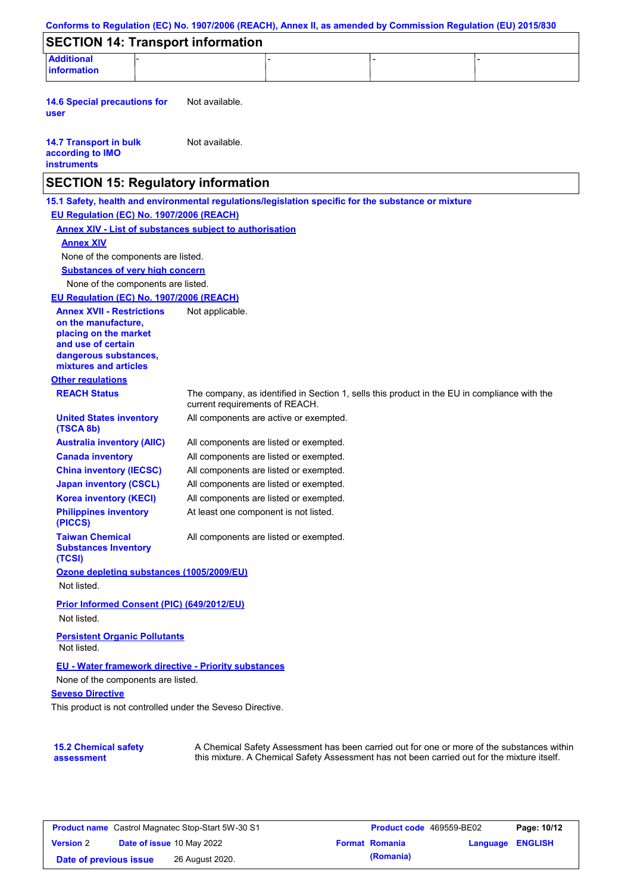Conforms to Regulation (EC) No. 1907/2006 (REACH), Annex II, as amended by Commission Regulation (EU) 2015/830

## SECTION 14: Transport information

| Additional information | - | - | - | - |
|---|---|---|---|---|

**14.6 Special precautions for user**: Not available.

**14.7 Transport in bulk according to IMO instruments**: Not available.

## SECTION 15: Regulatory information

### 15.1 Safety, health and environmental regulations/legislation specific for the substance or mixture

**EU Regulation (EC) No. 1907/2006 (REACH)**

**Annex XIV - List of substances subject to authorisation**

**Annex XIV**

None of the components are listed.

**Substances of very high concern**

None of the components are listed.

**EU Regulation (EC) No. 1907/2006 (REACH)**

**Annex XVII - Restrictions on the manufacture, placing on the market and use of certain dangerous substances, mixtures and articles**: Not applicable.

**Other regulations**

| | |
|---|---|
| **REACH Status** | The company, as identified in Section 1, sells this product in the EU in compliance with the current requirements of REACH. |
| **United States inventory (TSCA 8b)** | All components are active or exempted. |
| **Australia inventory (AIIC)** | All components are listed or exempted. |
| **Canada inventory** | All components are listed or exempted. |
| **China inventory (IECSC)** | All components are listed or exempted. |
| **Japan inventory (CSCL)** | All components are listed or exempted. |
| **Korea inventory (KECI)** | All components are listed or exempted. |
| **Philippines inventory (PICCS)** | At least one component is not listed. |
| **Taiwan Chemical Substances Inventory (TCSI)** | All components are listed or exempted. |

**Ozone depleting substances (1005/2009/EU)**

Not listed.

**Prior Informed Consent (PIC) (649/2012/EU)**

Not listed.

**Persistent Organic Pollutants**

Not listed.

**EU - Water framework directive - Priority substances**

None of the components are listed.

**Seveso Directive**

This product is not controlled under the Seveso Directive.

### 15.2 Chemical safety assessment

A Chemical Safety Assessment has been carried out for one or more of the substances within this mixture. A Chemical Safety Assessment has not been carried out for the mixture itself.

| Product name | Castrol Magnatec Stop-Start 5W-30 S1 | Product code | 469559-BE02 |
|---|---|---|---|
| Version | 2 | Date of issue | 10 May 2022 |
| Format | Romania (Romania) | Language | ENGLISH |
| Date of previous issue | 26 August 2020. | | |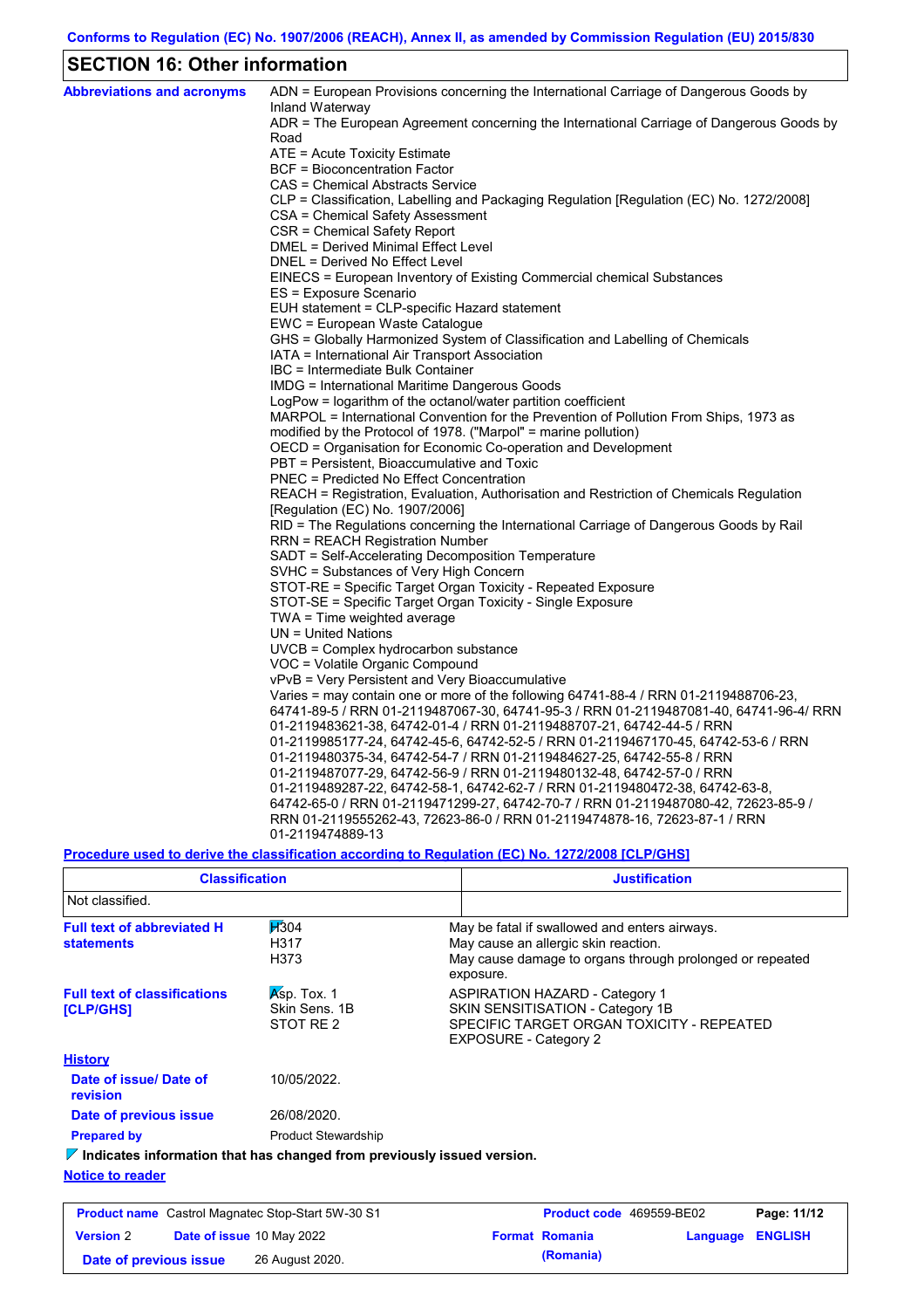## SECTION 16: Other information

**Abbreviations and acronyms**

ADN = European Provisions concerning the International Carriage of Dangerous Goods by Inland Waterway
ADR = The European Agreement concerning the International Carriage of Dangerous Goods by Road
ATE = Acute Toxicity Estimate
BCF = Bioconcentration Factor
CAS = Chemical Abstracts Service
CLP = Classification, Labelling and Packaging Regulation [Regulation (EC) No. 1272/2008]
CSA = Chemical Safety Assessment
CSR = Chemical Safety Report
DMEL = Derived Minimal Effect Level
DNEL = Derived No Effect Level
EINECS = European Inventory of Existing Commercial chemical Substances
ES = Exposure Scenario
EUH statement = CLP-specific Hazard statement
EWC = European Waste Catalogue
GHS = Globally Harmonized System of Classification and Labelling of Chemicals
IATA = International Air Transport Association
IBC = Intermediate Bulk Container
IMDG = International Maritime Dangerous Goods
LogPow = logarithm of the octanol/water partition coefficient
MARPOL = International Convention for the Prevention of Pollution From Ships, 1973 as modified by the Protocol of 1978. ("Marpol" = marine pollution)
OECD = Organisation for Economic Co-operation and Development
PBT = Persistent, Bioaccumulative and Toxic
PNEC = Predicted No Effect Concentration
REACH = Registration, Evaluation, Authorisation and Restriction of Chemicals Regulation [Regulation (EC) No. 1907/2006]
RID = The Regulations concerning the International Carriage of Dangerous Goods by Rail
RRN = REACH Registration Number
SADT = Self-Accelerating Decomposition Temperature
SVHC = Substances of Very High Concern
STOT-RE = Specific Target Organ Toxicity - Repeated Exposure
STOT-SE = Specific Target Organ Toxicity - Single Exposure
TWA = Time weighted average
UN = United Nations
UVCB = Complex hydrocarbon substance
VOC = Volatile Organic Compound
vPvB = Very Persistent and Very Bioaccumulative
Varies = may contain one or more of the following 64741-88-4 / RRN 01-2119488706-23, 64741-89-5 / RRN 01-2119487067-30, 64741-95-3 / RRN 01-2119487081-40, 64741-96-4/ RRN 01-2119483621-38, 64742-01-4 / RRN 01-2119488707-21, 64742-44-5 / RRN 01-2119985177-24, 64742-45-6, 64742-52-5 / RRN 01-2119467170-45, 64742-53-6 / RRN 01-2119480375-34, 64742-54-7 / RRN 01-2119484627-25, 64742-55-8 / RRN 01-2119487077-29, 64742-56-9 / RRN 01-2119480132-48, 64742-57-0 / RRN 01-2119489287-22, 64742-58-1, 64742-62-7 / RRN 01-2119480472-38, 64742-63-8, 64742-65-0 / RRN 01-2119471299-27, 64742-70-7 / RRN 01-2119487080-42, 72623-85-9 / RRN 01-2119555262-43, 72623-86-0 / RRN 01-2119474878-16, 72623-87-1 / RRN 01-2119474889-13

**Procedure used to derive the classification according to Regulation (EC) No. 1272/2008 [CLP/GHS]**

| Classification | Justification |
|---|---|
| Not classified. | |

**Full text of abbreviated H statements**

| | |
|---|---|
| H304 | May be fatal if swallowed and enters airways. |
| H317 | May cause an allergic skin reaction. |
| H373 | May cause damage to organs through prolonged or repeated exposure. |

**Full text of classifications [CLP/GHS]**

| | |
|---|---|
| Asp. Tox. 1 | ASPIRATION HAZARD - Category 1 |
| Skin Sens. 1B | SKIN SENSITISATION - Category 1B |
| STOT RE 2 | SPECIFIC TARGET ORGAN TOXICITY - REPEATED EXPOSURE - Category 2 |

**History**

**Date of issue/ Date of revision** 10/05/2022.

**Date of previous issue** 26/08/2020.

**Prepared by** Product Stewardship

**Indicates information that has changed from previously issued version.**

**Notice to reader**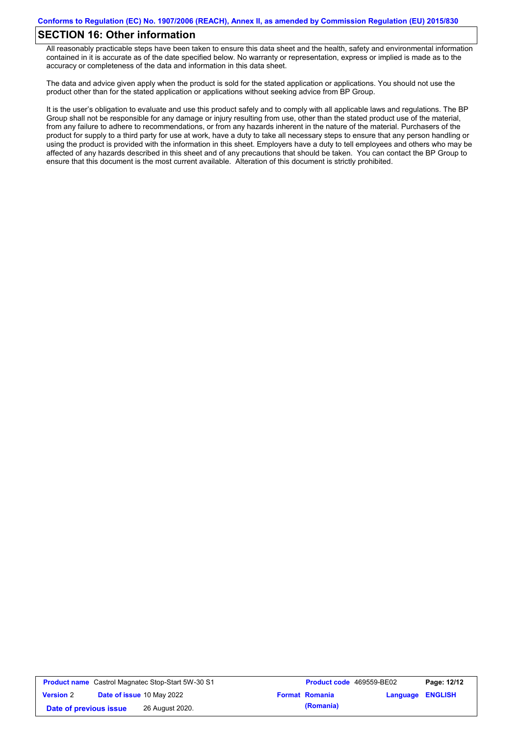## SECTION 16: Other information

All reasonably practicable steps have been taken to ensure this data sheet and the health, safety and environmental information contained in it is accurate as of the date specified below. No warranty or representation, express or implied is made as to the accuracy or completeness of the data and information in this data sheet.

The data and advice given apply when the product is sold for the stated application or applications. You should not use the product other than for the stated application or applications without seeking advice from BP Group.

It is the user's obligation to evaluate and use this product safely and to comply with all applicable laws and regulations. The BP Group shall not be responsible for any damage or injury resulting from use, other than the stated product use of the material, from any failure to adhere to recommendations, or from any hazards inherent in the nature of the material. Purchasers of the product for supply to a third party for use at work, have a duty to take all necessary steps to ensure that any person handling or using the product is provided with the information in this sheet. Employers have a duty to tell employees and others who may be affected of any hazards described in this sheet and of any precautions that should be taken. You can contact the BP Group to ensure that this document is the most current available. Alteration of this document is strictly prohibited.